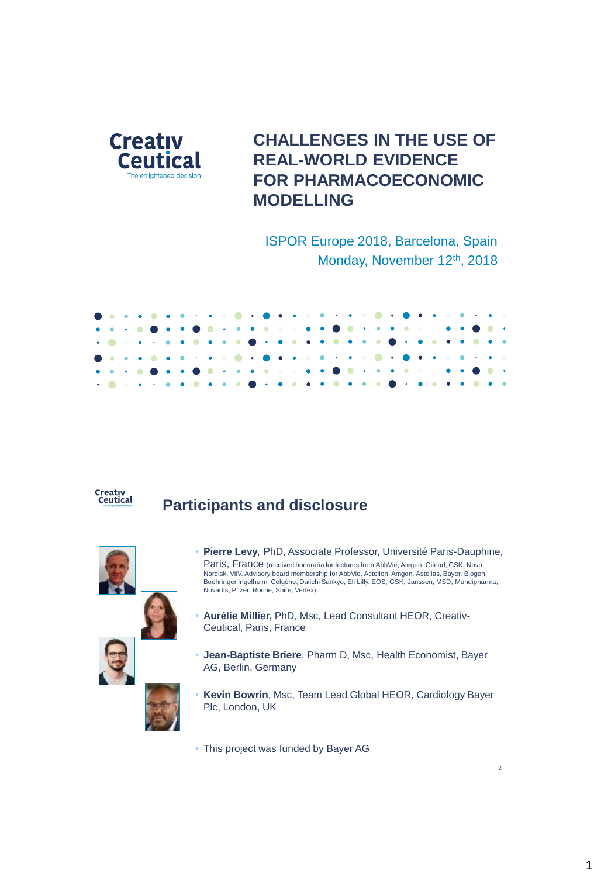Creativ Ceutical
The enlightened decision

# CHALLENGES IN THE USE OF REAL-WORLD EVIDENCE FOR PHARMACOECONOMIC MODELLING

ISPOR Europe 2018, Barcelona, Spain
Monday, November 12th, 2018

---

## Participants and disclosure

- **Pierre Levy**, PhD, Associate Professor, Université Paris-Dauphine, Paris, France (received honoraria for lectures from AbbVie, Amgen, Gilead, GSK, Novo Nordisk, ViiV. Advisory board membership for AbbVie, Actelion, Amgen, Astellas, Bayer, Biogen, Boehringer Ingelheim, Celgène, Daiichi Sankyo, Eli Lilly, EOS, GSK, Janssen, MSD, Mundipharma, Novartis, Pfizer, Roche, Shire, Vertex)
- **Aurélie Millier,** PhD, Msc, Lead Consultant HEOR, Creativ-Ceutical, Paris, France
- **Jean-Baptiste Briere**, Pharm D, Msc, Health Economist, Bayer AG, Berlin, Germany
- **Kevin Bowrin**, Msc, Team Lead Global HEOR, Cardiology Bayer Plc, London, UK

- This project was funded by Bayer AG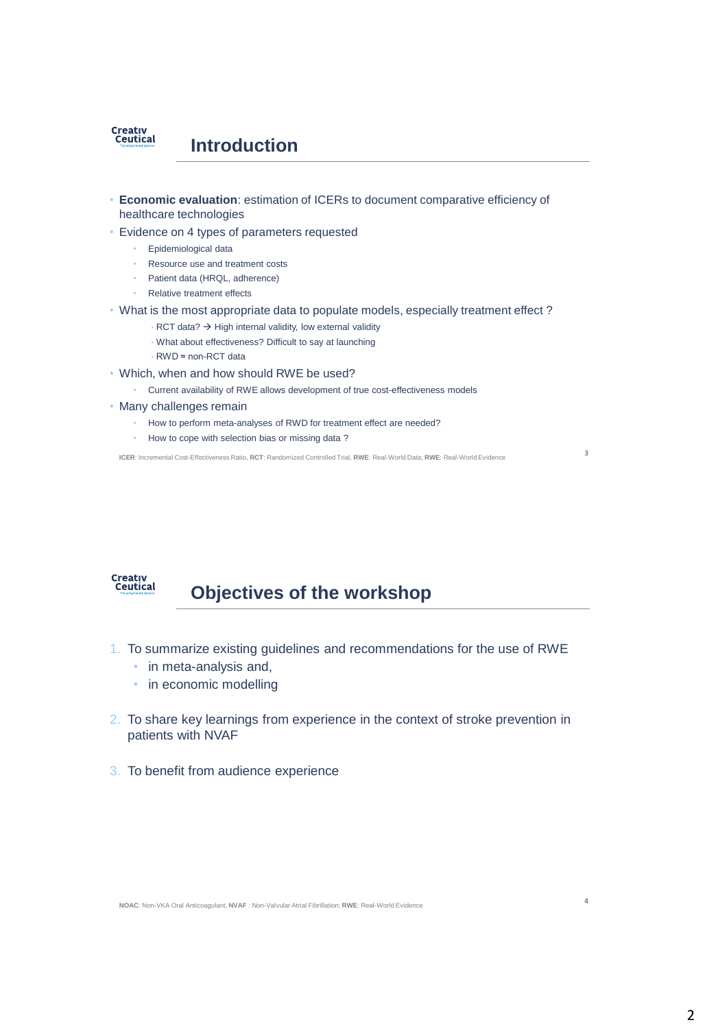## Introduction

- **Economic evaluation**: estimation of ICERs to document comparative efficiency of healthcare technologies
- Evidence on 4 types of parameters requested
  - Epidemiological data
  - Resource use and treatment costs
  - Patient data (HRQL, adherence)
  - Relative treatment effects
- What is the most appropriate data to populate models, especially treatment effect ?
  - RCT data? → High internal validity, low external validity
  - What about effectiveness? Difficult to say at launching
  - RWD ≈ non-RCT data
- Which, when and how should RWE be used?
  - Current availability of RWE allows development of true cost-effectiveness models
- Many challenges remain
  - How to perform meta-analyses of RWD for treatment effect are needed?
  - How to cope with selection bias or missing data ?

**ICER**: Incremental Cost-Effectiveness Ratio, **RCT**: Randomized Controlled Trial, **RWE**: Real-World Data; **RWE**: Real-World Evidence

## Objectives of the workshop

1. To summarize existing guidelines and recommendations for the use of RWE
   - in meta-analysis and,
   - in economic modelling
2. To share key learnings from experience in the context of stroke prevention in patients with NVAF
3. To benefit from audience experience

**NOAC**: Non-VKA Oral Anticoagulant, **NVAF** : Non-Valvular Atrial Fibrillation; **RWE**: Real-World Evidence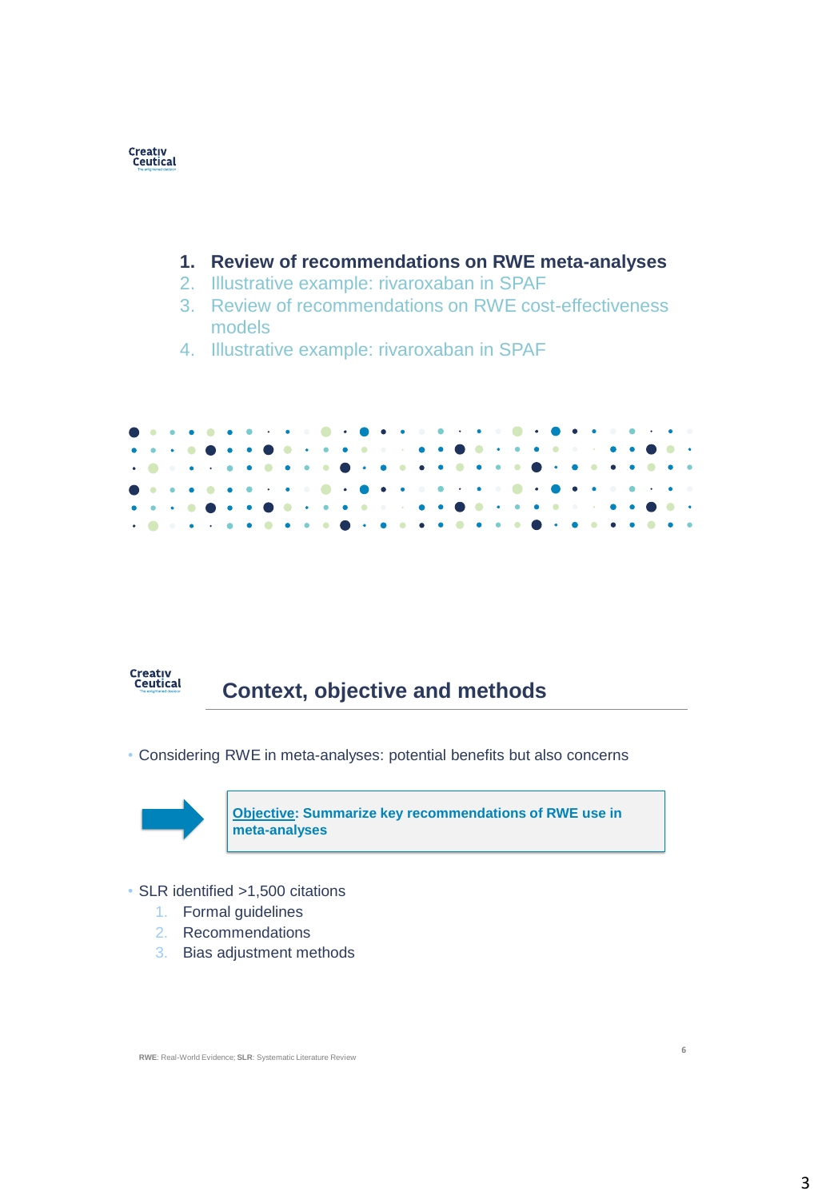1. **Review of recommendations on RWE meta-analyses**
2. Illustrative example: rivaroxaban in SPAF
3. Review of recommendations on RWE cost-effectiveness models
4. Illustrative example: rivaroxaban in SPAF

## Context, objective and methods

- Considering RWE in meta-analyses: potential benefits but also concerns

**Objective: Summarize key recommendations of RWE use in meta-analyses**

- SLR identified >1,500 citations
  1. Formal guidelines
  2. Recommendations
  3. Bias adjustment methods

**RWE**: Real-World Evidence; **SLR**: Systematic Literature Review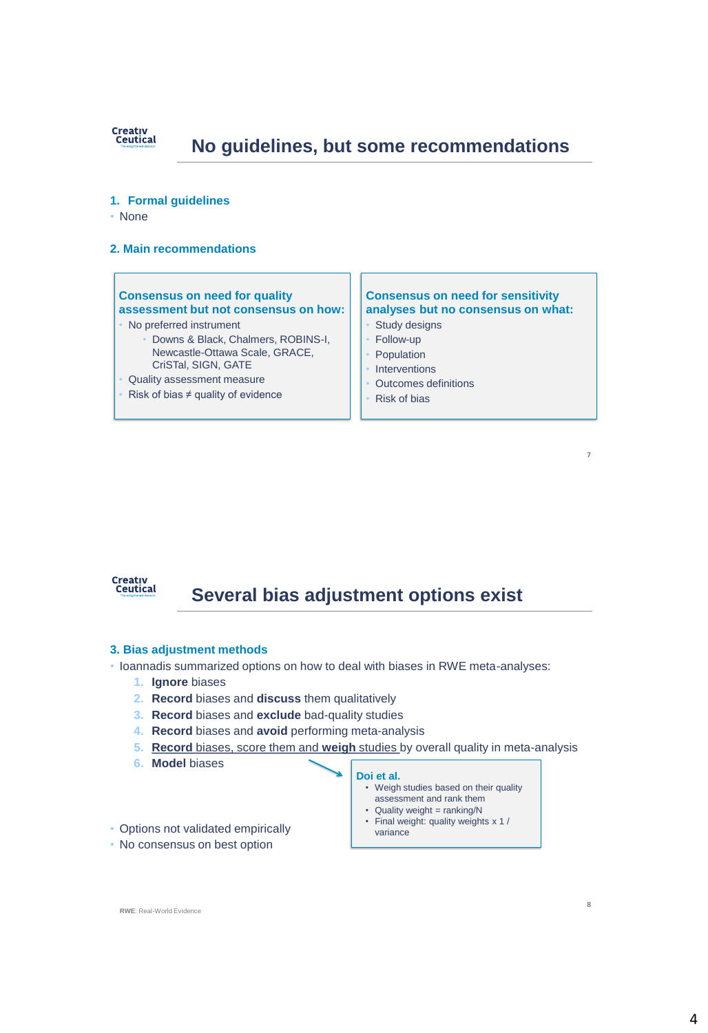## No guidelines, but some recommendations

### 1. Formal guidelines

- None

### 2. Main recommendations

**Consensus on need for quality assessment but not consensus on how:**

- No preferred instrument
  - Downs & Black, Chalmers, ROBINS-I, Newcastle-Ottawa Scale, GRACE, CriSTal, SIGN, GATE
- Quality assessment measure
- Risk of bias ≠ quality of evidence

**Consensus on need for sensitivity analyses but no consensus on what:**

- Study designs
- Follow-up
- Population
- Interventions
- Outcomes definitions
- Risk of bias

## Several bias adjustment options exist

### 3. Bias adjustment methods

- Ioannadis summarized options on how to deal with biases in RWE meta-analyses:
  1. **Ignore** biases
  2. **Record** biases and **discuss** them qualitatively
  3. **Record** biases and **exclude** bad-quality studies
  4. **Record** biases and **avoid** performing meta-analysis
  5. **Record** biases, score them and **weigh** studies by overall quality in meta-analysis
  6. **Model** biases

**Doi et al.**

- Weigh studies based on their quality assessment and rank them
- Quality weight = ranking/N
- Final weight: quality weights x 1 / variance

- Options not validated empirically
- No consensus on best option

**RWE**: Real-World Evidence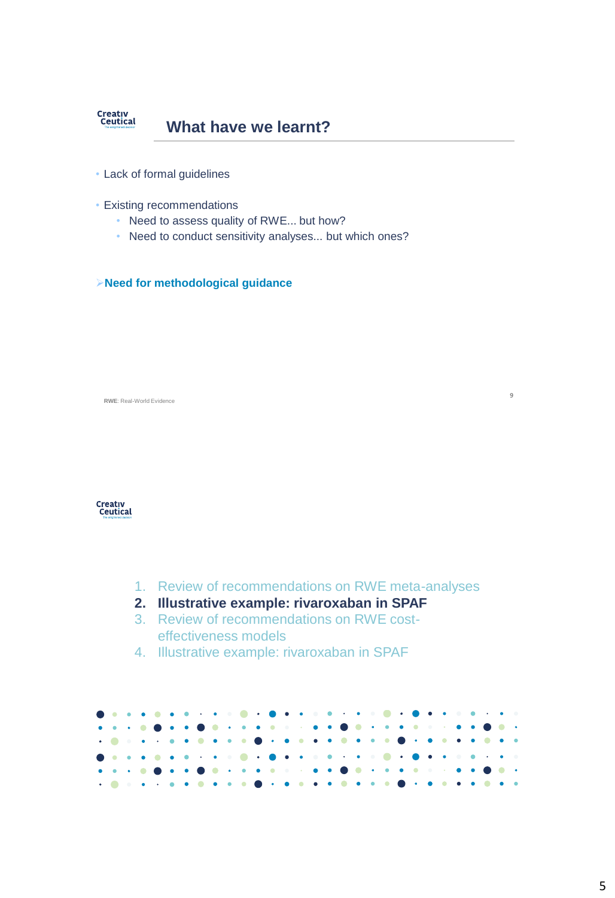## What have we learnt?

- Lack of formal guidelines
- Existing recommendations
  - Need to assess quality of RWE... but how?
  - Need to conduct sensitivity analyses... but which ones?

➢ **Need for methodological guidance**

**RWE**: Real-World Evidence

---

1. Review of recommendations on RWE meta-analyses
2. **Illustrative example: rivaroxaban in SPAF**
3. Review of recommendations on RWE cost-effectiveness models
4. Illustrative example: rivaroxaban in SPAF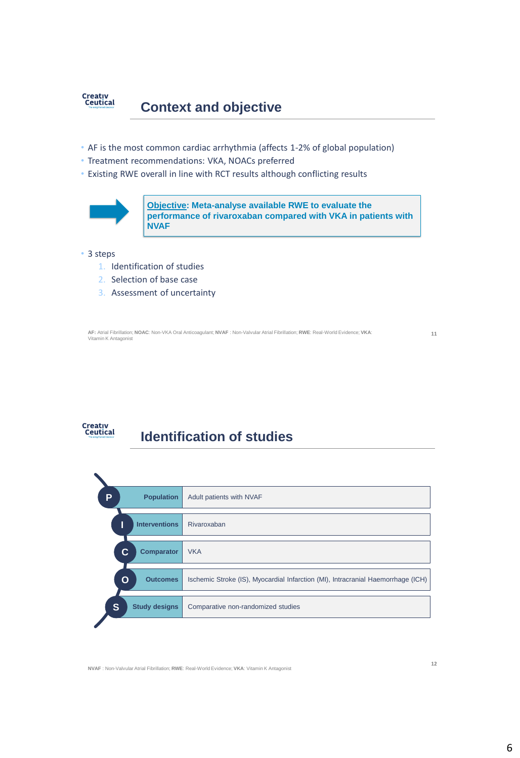## Context and objective

- AF is the most common cardiac arrhythmia (affects 1-2% of global population)
- Treatment recommendations: VKA, NOACs preferred
- Existing RWE overall in line with RCT results although conflicting results

**Objective: Meta-analyse available RWE to evaluate the performance of rivaroxaban compared with VKA in patients with NVAF**

- 3 steps
  1. Identification of studies
  2. Selection of base case
  3. Assessment of uncertainty

**AF:** Atrial Fibrillation; **NOAC**: Non-VKA Oral Anticoagulant; **NVAF** : Non-Valvular Atrial Fibrillation; **RWE**: Real-World Evidence; **VKA**: Vitamin K Antagonist

## Identification of studies

| | | |
|---|---|---|
| P | Population | Adult patients with NVAF |
| I | Interventions | Rivaroxaban |
| C | Comparator | VKA |
| O | Outcomes | Ischemic Stroke (IS), Myocardial Infarction (MI), Intracranial Haemorrhage (ICH) |
| S | Study designs | Comparative non-randomized studies |

**NVAF** : Non-Valvular Atrial Fibrillation; **RWE**: Real-World Evidence; **VKA**: Vitamin K Antagonist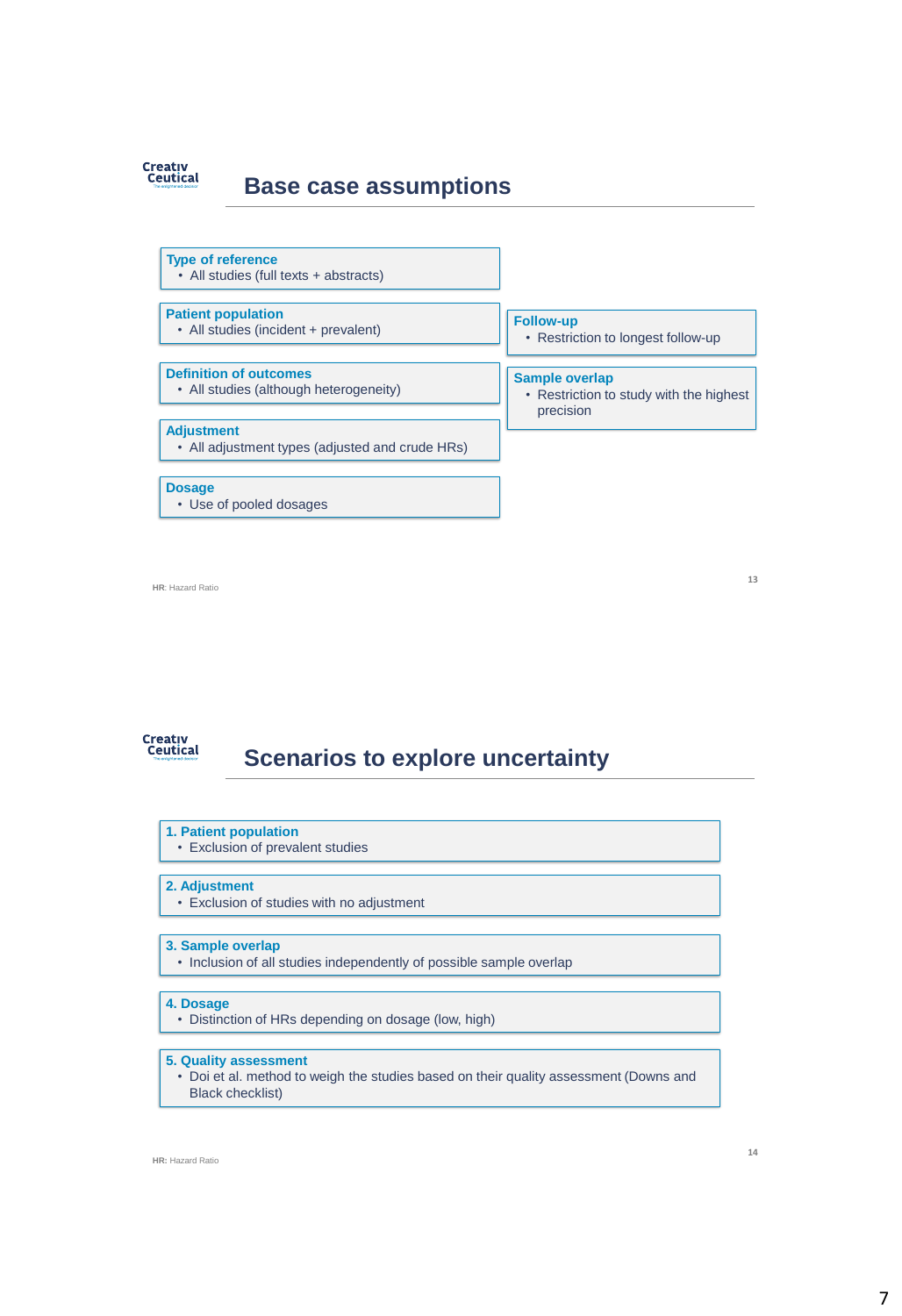## Base case assumptions

**Type of reference**
- All studies (full texts + abstracts)

**Patient population**
- All studies (incident + prevalent)

**Definition of outcomes**
- All studies (although heterogeneity)

**Adjustment**
- All adjustment types (adjusted and crude HRs)

**Dosage**
- Use of pooled dosages

**Follow-up**
- Restriction to longest follow-up

**Sample overlap**
- Restriction to study with the highest precision

**HR**: Hazard Ratio

## Scenarios to explore uncertainty

**1. Patient population**
- Exclusion of prevalent studies

**2. Adjustment**
- Exclusion of studies with no adjustment

**3. Sample overlap**
- Inclusion of all studies independently of possible sample overlap

**4. Dosage**
- Distinction of HRs depending on dosage (low, high)

**5. Quality assessment**
- Doi et al. method to weigh the studies based on their quality assessment (Downs and Black checklist)

**HR:** Hazard Ratio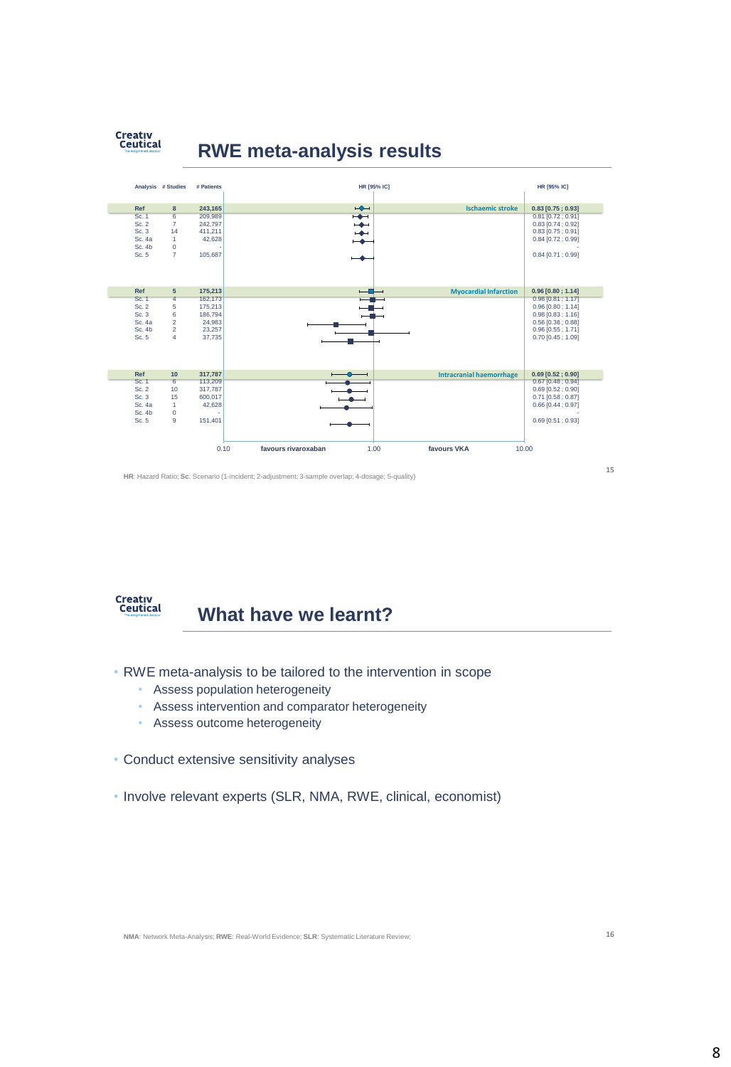## RWE meta-analysis results

| Analysis | # Studies | # Patients | HR [95% IC] |
|---|---|---|---|
| **Ischaemic stroke** | | | |
| **Ref** | **8** | **243,165** | **0.83 [0.75 ; 0.93]** |
| Sc. 1 | 6 | 209,989 | 0.81 [0.72 ; 0.91] |
| Sc. 2 | 7 | 242,797 | 0.83 [0.74 ; 0.92] |
| Sc. 3 | 14 | 411,211 | 0.83 [0.75 ; 0.91] |
| Sc. 4a | 1 | 42,628 | 0.84 [0.72 ; 0.99] |
| Sc. 4b | 0 | - | - |
| Sc. 5 | 7 | 105,687 | 0.84 [0.71 ; 0.99] |
| **Myocardial Infarction** | | | |
| **Ref** | **5** | **175,213** | **0.96 [0.80 ; 1.14]** |
| Sc. 1 | 4 | 162,173 | 0.98 [0.81 ; 1.17] |
| Sc. 2 | 5 | 175,213 | 0.96 [0.80 ; 1.14] |
| Sc. 3 | 6 | 186,794 | 0.98 [0.83 ; 1.16] |
| Sc. 4a | 2 | 24,983 | 0.56 [0.36 ; 0.88] |
| Sc. 4b | 2 | 23,257 | 0.96 [0.55 ; 1.71] |
| Sc. 5 | 4 | 37,735 | 0.70 [0.45 ; 1.09] |
| **Intracranial haemorrhage** | | | |
| **Ref** | **10** | **317,787** | **0.69 [0.52 ; 0.90]** |
| Sc. 1 | 6 | 113,209 | 0.67 [0.48 ; 0.94] |
| Sc. 2 | 10 | 317,787 | 0.69 [0.52 ; 0.90] |
| Sc. 3 | 15 | 600,017 | 0.71 [0.58 ; 0.87] |
| Sc. 4a | 1 | 42,628 | 0.66 [0.44 ; 0.97] |
| Sc. 4b | 0 | - | - |
| Sc. 5 | 9 | 151,401 | 0.69 [0.51 ; 0.93] |

Forest plot axis: 0.10 – favours rivaroxaban – 1.00 – favours VKA – 10.00

**HR**: Hazard Ratio; **Sc**: Scenario (1-incident; 2-adjustment; 3-sample overlap; 4-dosage; 5-quality)

## What have we learnt?

- RWE meta-analysis to be tailored to the intervention in scope
  - Assess population heterogeneity
  - Assess intervention and comparator heterogeneity
  - Assess outcome heterogeneity
- Conduct extensive sensitivity analyses
- Involve relevant experts (SLR, NMA, RWE, clinical, economist)

**NMA**: Network Meta-Analysis; **RWE**: Real-World Evidence; **SLR**: Systematic Literature Review;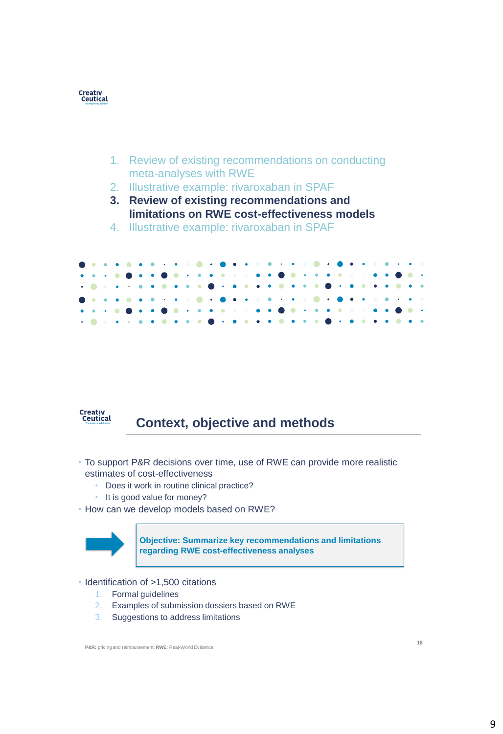1. Review of existing recommendations on conducting meta-analyses with RWE
2. Illustrative example: rivaroxaban in SPAF
3. **Review of existing recommendations and limitations on RWE cost-effectiveness models**
4. Illustrative example: rivaroxaban in SPAF

## Context, objective and methods

- To support P&R decisions over time, use of RWE can provide more realistic estimates of cost-effectiveness
  - Does it work in routine clinical practice?
  - It is good value for money?
- How can we develop models based on RWE?

**Objective: Summarize key recommendations and limitations regarding RWE cost-effectiveness analyses**

- Identification of >1,500 citations
  1. Formal guidelines
  2. Examples of submission dossiers based on RWE
  3. Suggestions to address limitations

**P&R:** pricing and reimbursement; **RWE**: Real-World Evidence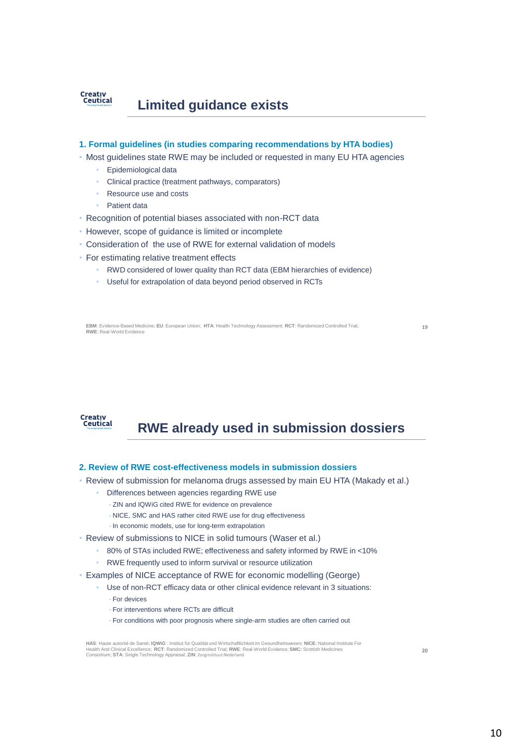## Limited guidance exists

### 1. Formal guidelines (in studies comparing recommendations by HTA bodies)

- Most guidelines state RWE may be included or requested in many EU HTA agencies
  - Epidemiological data
  - Clinical practice (treatment pathways, comparators)
  - Resource use and costs
  - Patient data
- Recognition of potential biases associated with non-RCT data
- However, scope of guidance is limited or incomplete
- Consideration of the use of RWE for external validation of models
- For estimating relative treatment effects
  - RWD considered of lower quality than RCT data (EBM hierarchies of evidence)
  - Useful for extrapolation of data beyond period observed in RCTs

**EBM**: Evidence-Based Medicine; **EU**: European Union; **HTA**: Health Technology Assessment; **RCT**: Randomized Controlled Trial; **RWE**: Real-World Evidence

## RWE already used in submission dossiers

### 2. Review of RWE cost-effectiveness models in submission dossiers

- Review of submission for melanoma drugs assessed by main EU HTA (Makady et al.)
  - Differences between agencies regarding RWE use
    - ZIN and IQWiG cited RWE for evidence on prevalence
    - NICE, SMC and HAS rather cited RWE use for drug effectiveness
    - In economic models, use for long-term extrapolation
- Review of submissions to NICE in solid tumours (Waser et al.)
  - 80% of STAs included RWE; effectiveness and safety informed by RWE in <10%
  - RWE frequently used to inform survival or resource utilization
- Examples of NICE acceptance of RWE for economic modelling (George)
  - Use of non-RCT efficacy data or other clinical evidence relevant in 3 situations:
    - For devices
    - For interventions where RCTs are difficult
    - For conditions with poor prognosis where single-arm studies are often carried out

**HAS**: Haute autorité de Santé; **IQWiG** : Institut für Qualität und Wirtschaftlichkeit im Gesundheitswesen; **NICE**: National Institute For Health And Clinical Excellence; **RCT**: Randomized Controlled Trial; **RWE**: Real-World Evidence; **SMC:** Scottish Medicines Consortium; **STA**: Single Technology Appraisal; **ZIN**: Zorginstituut Nederland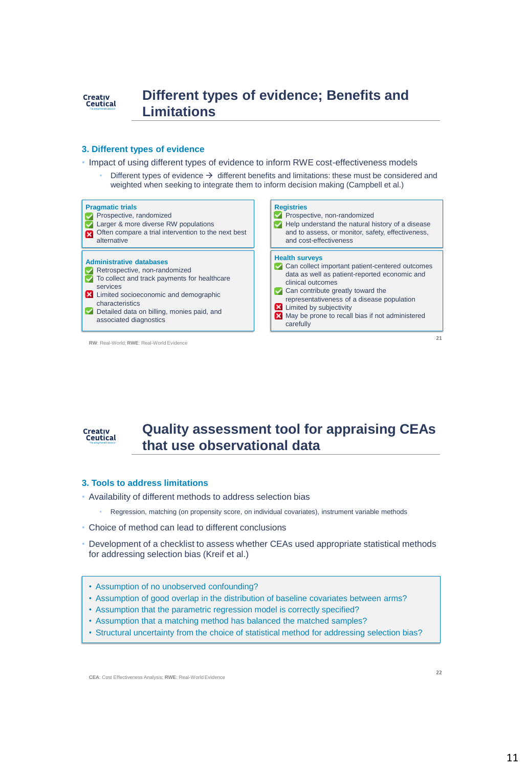## Different types of evidence; Benefits and Limitations

### 3. Different types of evidence

- Impact of using different types of evidence to inform RWE cost-effectiveness models
  - Different types of evidence → different benefits and limitations: these must be considered and weighted when seeking to integrate them to inform decision making (Campbell et al.)

**Pragmatic trials**

- ✅ Prospective, randomized
- ✅ Larger & more diverse RW populations
- ❌ Often compare a trial intervention to the next best alternative

**Registries**

- ✅ Prospective, non-randomized
- ✅ Help understand the natural history of a disease and to assess, or monitor, safety, effectiveness, and cost-effectiveness

**Administrative databases**

- ✅ Retrospective, non-randomized
- ✅ To collect and track payments for healthcare services
- ❌ Limited socioeconomic and demographic characteristics
- ✅ Detailed data on billing, monies paid, and associated diagnostics

**Health surveys**

- ✅ Can collect important patient-centered outcomes data as well as patient-reported economic and clinical outcomes
- ✅ Can contribute greatly toward the representativeness of a disease population
- ❌ Limited by subjectivity
- ❌ May be prone to recall bias if not administered carefully

**RW**: Real-World; **RWE**: Real-World Evidence

## Quality assessment tool for appraising CEAs that use observational data

### 3. Tools to address limitations

- Availability of different methods to address selection bias
  - Regression, matching (on propensity score, on individual covariates), instrument variable methods
- Choice of method can lead to different conclusions
- Development of a checklist to assess whether CEAs used appropriate statistical methods for addressing selection bias (Kreif et al.)

- Assumption of no unobserved confounding?
- Assumption of good overlap in the distribution of baseline covariates between arms?
- Assumption that the parametric regression model is correctly specified?
- Assumption that a matching method has balanced the matched samples?
- Structural uncertainty from the choice of statistical method for addressing selection bias?

**CEA**: Cost Effectiveness Analysis; **RWE**: Real-World Evidence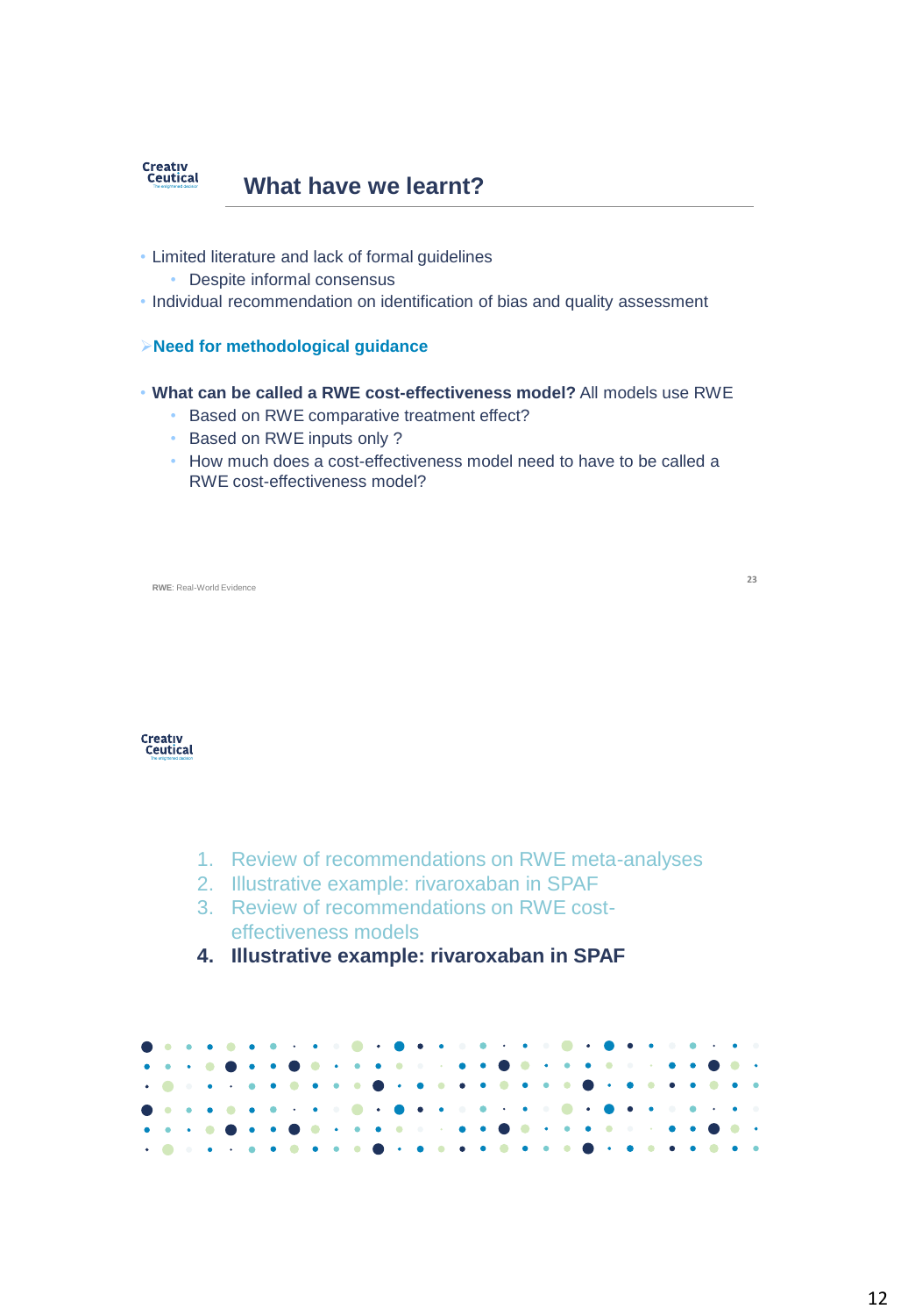## What have we learnt?

- Limited literature and lack of formal guidelines
  - Despite informal consensus
- Individual recommendation on identification of bias and quality assessment

➢**Need for methodological guidance**

- **What can be called a RWE cost-effectiveness model?** All models use RWE
  - Based on RWE comparative treatment effect?
  - Based on RWE inputs only ?
  - How much does a cost-effectiveness model need to have to be called a RWE cost-effectiveness model?

**RWE**: Real-World Evidence

1. Review of recommendations on RWE meta-analyses
2. Illustrative example: rivaroxaban in SPAF
3. Review of recommendations on RWE cost-effectiveness models
4. **Illustrative example: rivaroxaban in SPAF**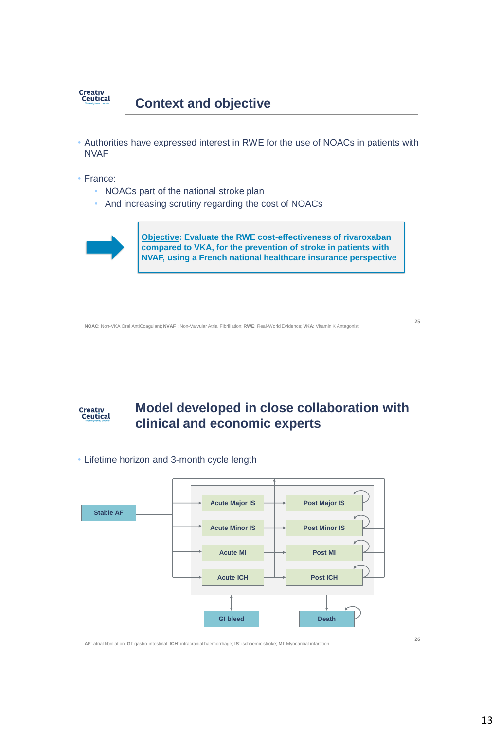## Context and objective

- Authorities have expressed interest in RWE for the use of NOACs in patients with NVAF
- France:
  - NOACs part of the national stroke plan
  - And increasing scrutiny regarding the cost of NOACs

**Objective: Evaluate the RWE cost-effectiveness of rivaroxaban compared to VKA, for the prevention of stroke in patients with NVAF, using a French national healthcare insurance perspective**

NOAC: Non-VKA Oral AntiCoagulant; NVAF : Non-Valvular Atrial Fibrillation; RWE: Real-World Evidence; VKA: Vitamin K Antagonist

## Model developed in close collaboration with clinical and economic experts

- Lifetime horizon and 3-month cycle length

Stable AF

Acute Major IS → Post Major IS

Acute Minor IS → Post Minor IS

Acute MI → Post MI

Acute ICH → Post ICH

GI bleed

Death

AF: atrial fibrillation; GI: gastro-intestinal; ICH: intracranial haemorrhage; IS: ischaemic stroke; MI: Myocardial infarction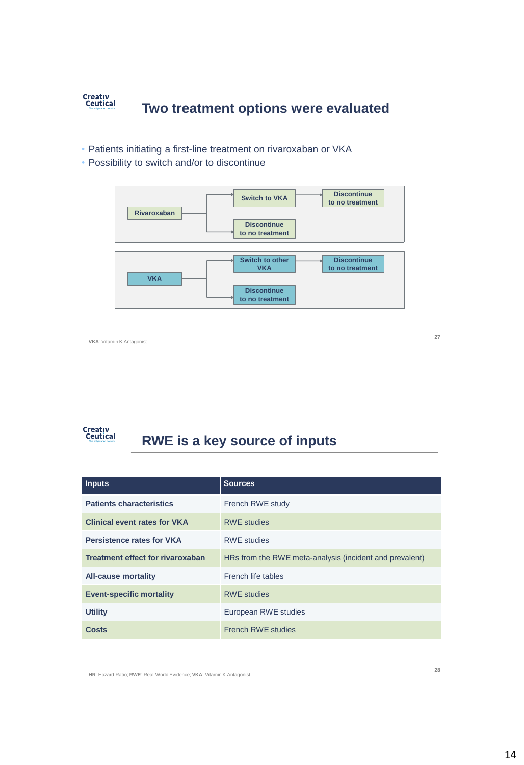## Two treatment options were evaluated

- Patients initiating a first-line treatment on rivaroxaban or VKA
- Possibility to switch and/or to discontinue

Rivaroxaban → Switch to VKA → Discontinue to no treatment

Rivaroxaban → Discontinue to no treatment

VKA → Switch to other VKA → Discontinue to no treatment

VKA → Discontinue to no treatment

**VKA**: Vitamin K Antagonist

## RWE is a key source of inputs

| Inputs | Sources |
|---|---|
| **Patients characteristics** | French RWE study |
| **Clinical event rates for VKA** | RWE studies |
| **Persistence rates for VKA** | RWE studies |
| **Treatment effect for rivaroxaban** | HRs from the RWE meta-analysis (incident and prevalent) |
| **All-cause mortality** | French life tables |
| **Event-specific mortality** | RWE studies |
| **Utility** | European RWE studies |
| **Costs** | French RWE studies |

**HR**: Hazard Ratio; **RWE**: Real-World Evidence; **VKA**: Vitamin K Antagonist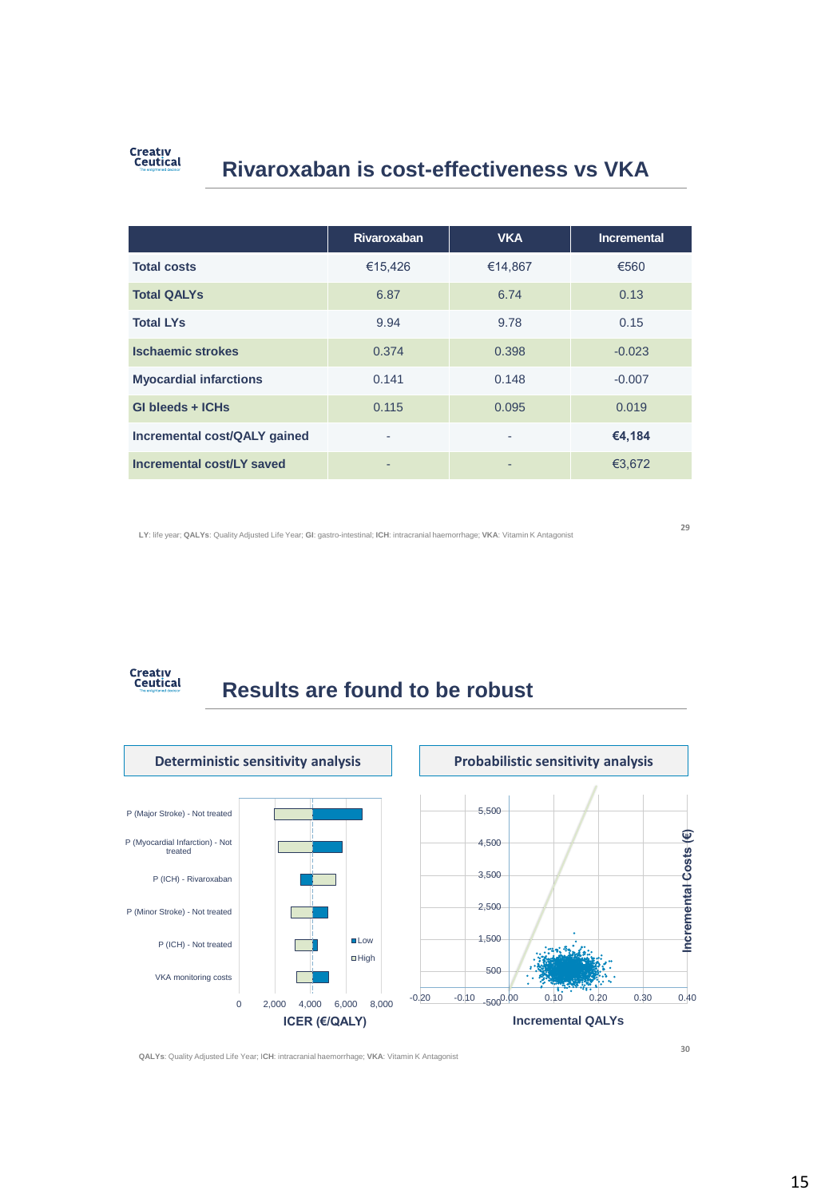## Rivaroxaban is cost-effectiveness vs VKA

| | Rivaroxaban | VKA | Incremental |
|---|---|---|---|
| **Total costs** | €15,426 | €14,867 | €560 |
| **Total QALYs** | 6.87 | 6.74 | 0.13 |
| **Total LYs** | 9.94 | 9.78 | 0.15 |
| **Ischaemic strokes** | 0.374 | 0.398 | -0.023 |
| **Myocardial infarctions** | 0.141 | 0.148 | -0.007 |
| **GI bleeds + ICHs** | 0.115 | 0.095 | 0.019 |
| **Incremental cost/QALY gained** | - | - | **€4,184** |
| **Incremental cost/LY saved** | - | - | €3,672 |

**LY**: life year; **QALYs**: Quality Adjusted Life Year; **GI**: gastro-intestinal; **ICH**: intracranial haemorrhage; **VKA**: Vitamin K Antagonist

## Results are found to be robust

**Deterministic sensitivity analysis**

Parameters (tornado diagram, ICER (€/QALY), axis 0 to 8,000; legend: Low, High):

- P (Major Stroke) - Not treated
- P (Myocardial Infarction) - Not treated
- P (ICH) - Rivaroxaban
- P (Minor Stroke) - Not treated
- P (ICH) - Not treated
- VKA monitoring costs

**Probabilistic sensitivity analysis**

Scatter plot: Incremental QALYs (x-axis, -0.20 to 0.40) vs Incremental Costs (€) (y-axis, -500 to 5,500)

**QALYs**: Quality Adjusted Life Year; **ICH**: intracranial haemorrhage; **VKA**: Vitamin K Antagonist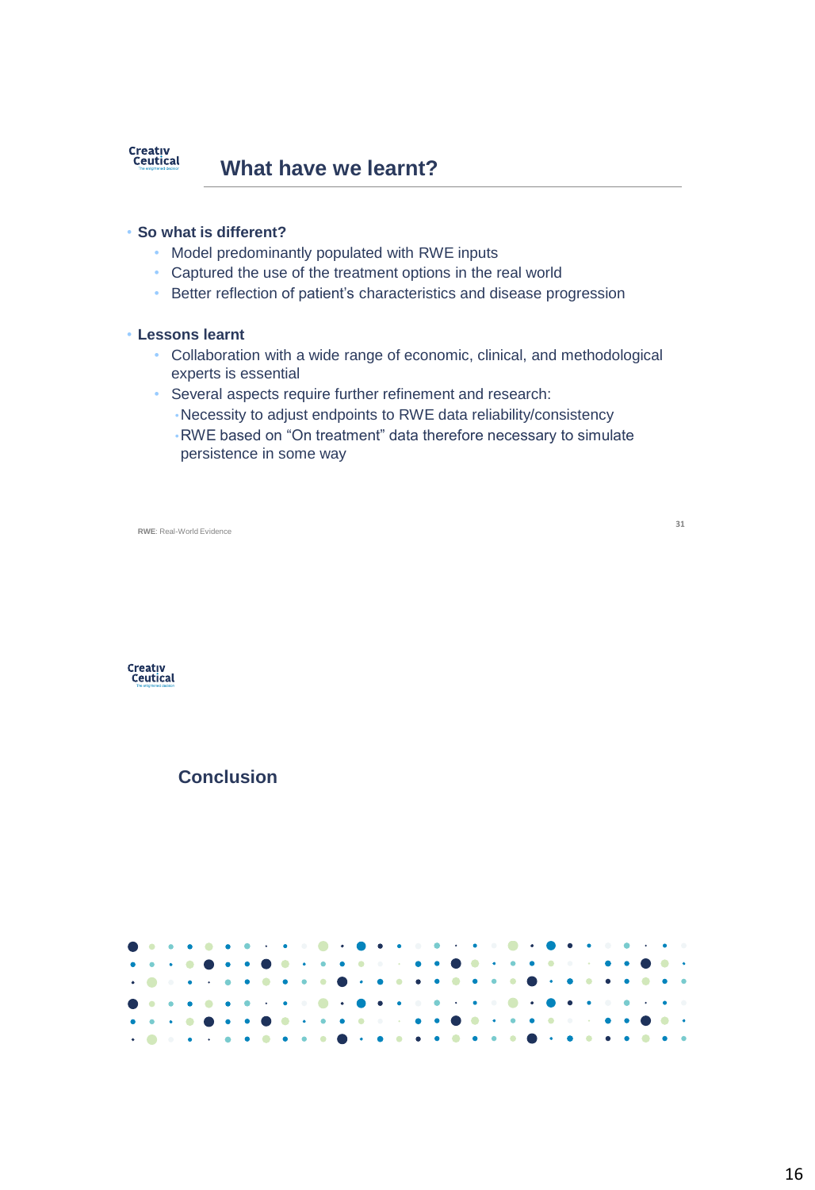## What have we learnt?

- **So what is different?**
  - Model predominantly populated with RWE inputs
  - Captured the use of the treatment options in the real world
  - Better reflection of patient's characteristics and disease progression

- **Lessons learnt**
  - Collaboration with a wide range of economic, clinical, and methodological experts is essential
  - Several aspects require further refinement and research:
    - Necessity to adjust endpoints to RWE data reliability/consistency
    - RWE based on "On treatment" data therefore necessary to simulate persistence in some way

**RWE**: Real-World Evidence

## Conclusion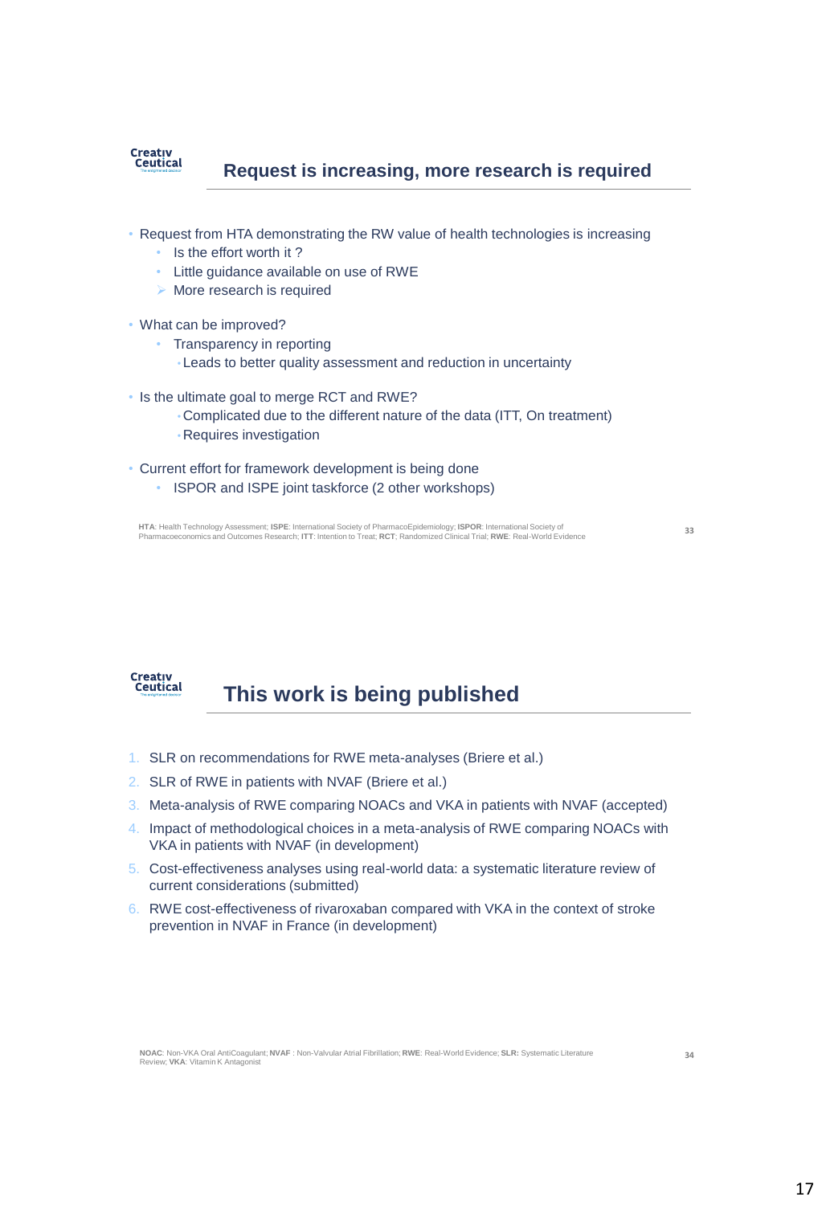## Request is increasing, more research is required

- Request from HTA demonstrating the RW value of health technologies is increasing
  - Is the effort worth it ?
  - Little guidance available on use of RWE
  - More research is required
- What can be improved?
  - Transparency in reporting
    - Leads to better quality assessment and reduction in uncertainty
- Is the ultimate goal to merge RCT and RWE?
  - Complicated due to the different nature of the data (ITT, On treatment)
  - Requires investigation
- Current effort for framework development is being done
  - ISPOR and ISPE joint taskforce (2 other workshops)

**HTA**: Health Technology Assessment; **ISPE**: International Society of PharmacoEpidemiology; **ISPOR**: International Society of Pharmacoeconomics and Outcomes Research; **ITT**: Intention to Treat; **RCT**; Randomized Clinical Trial; **RWE**: Real-World Evidence

## This work is being published

1. SLR on recommendations for RWE meta-analyses (Briere et al.)
2. SLR of RWE in patients with NVAF (Briere et al.)
3. Meta-analysis of RWE comparing NOACs and VKA in patients with NVAF (accepted)
4. Impact of methodological choices in a meta-analysis of RWE comparing NOACs with VKA in patients with NVAF (in development)
5. Cost-effectiveness analyses using real-world data: a systematic literature review of current considerations (submitted)
6. RWE cost-effectiveness of rivaroxaban compared with VKA in the context of stroke prevention in NVAF in France (in development)

**NOAC**: Non-VKA Oral AntiCoagulant; **NVAF** : Non-Valvular Atrial Fibrillation; **RWE**: Real-World Evidence; **SLR:** Systematic Literature Review; **VKA**: Vitamin K Antagonist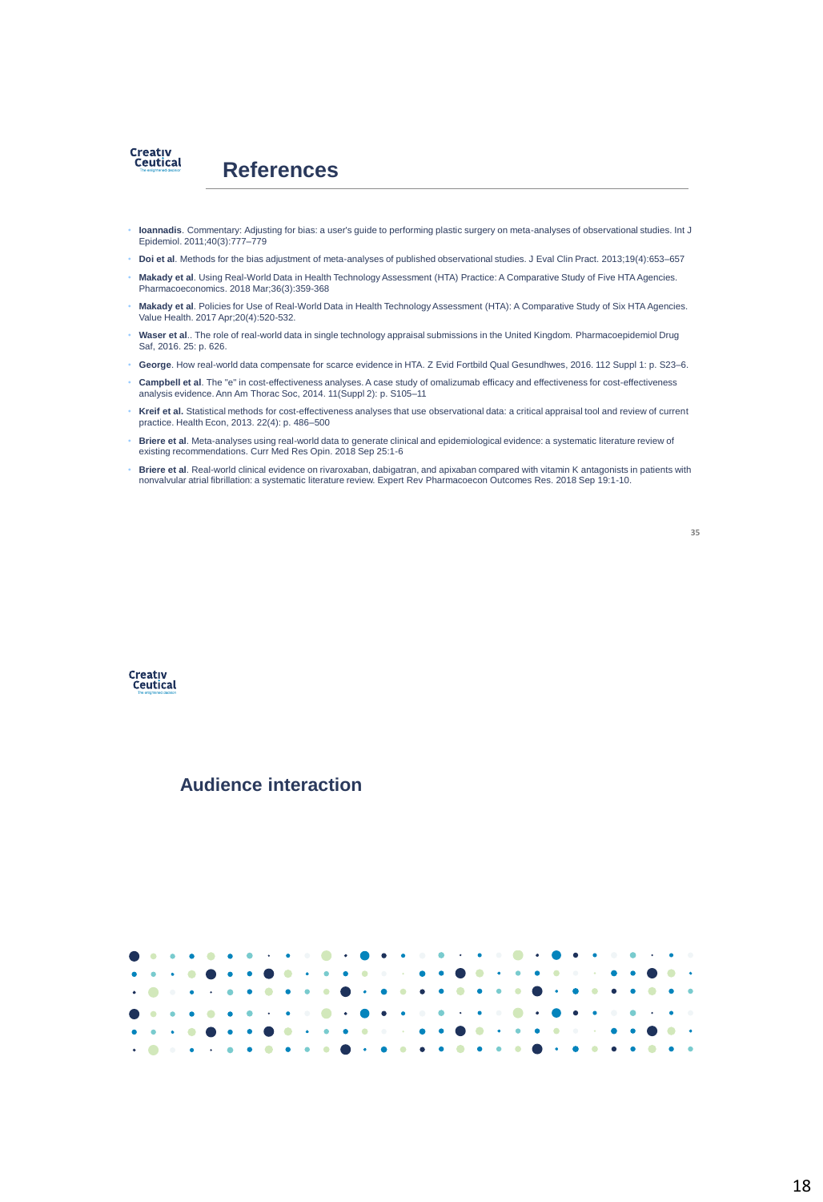## References

- **Ioannadis**. Commentary: Adjusting for bias: a user's guide to performing plastic surgery on meta-analyses of observational studies. Int J Epidemiol. 2011;40(3):777–779
- **Doi et al**. Methods for the bias adjustment of meta-analyses of published observational studies. J Eval Clin Pract. 2013;19(4):653–657
- **Makady et al**. Using Real-World Data in Health Technology Assessment (HTA) Practice: A Comparative Study of Five HTA Agencies. Pharmacoeconomics. 2018 Mar;36(3):359-368
- **Makady et al**. Policies for Use of Real-World Data in Health Technology Assessment (HTA): A Comparative Study of Six HTA Agencies. Value Health. 2017 Apr;20(4):520-532.
- **Waser et al**.. The role of real-world data in single technology appraisal submissions in the United Kingdom. Pharmacoepidemiol Drug Saf, 2016. 25: p. 626.
- **George**. How real-world data compensate for scarce evidence in HTA. Z Evid Fortbild Qual Gesundhwes, 2016. 112 Suppl 1: p. S23–6.
- **Campbell et al**. The "e" in cost-effectiveness analyses. A case study of omalizumab efficacy and effectiveness for cost-effectiveness analysis evidence. Ann Am Thorac Soc, 2014. 11(Suppl 2): p. S105–11
- **Kreif et al.** Statistical methods for cost-effectiveness analyses that use observational data: a critical appraisal tool and review of current practice. Health Econ, 2013. 22(4): p. 486–500
- **Briere et al**. Meta-analyses using real-world data to generate clinical and epidemiological evidence: a systematic literature review of existing recommendations. Curr Med Res Opin. 2018 Sep 25:1-6
- **Briere et al**. Real-world clinical evidence on rivaroxaban, dabigatran, and apixaban compared with vitamin K antagonists in patients with nonvalvular atrial fibrillation: a systematic literature review. Expert Rev Pharmacoecon Outcomes Res. 2018 Sep 19:1-10.

## Audience interaction